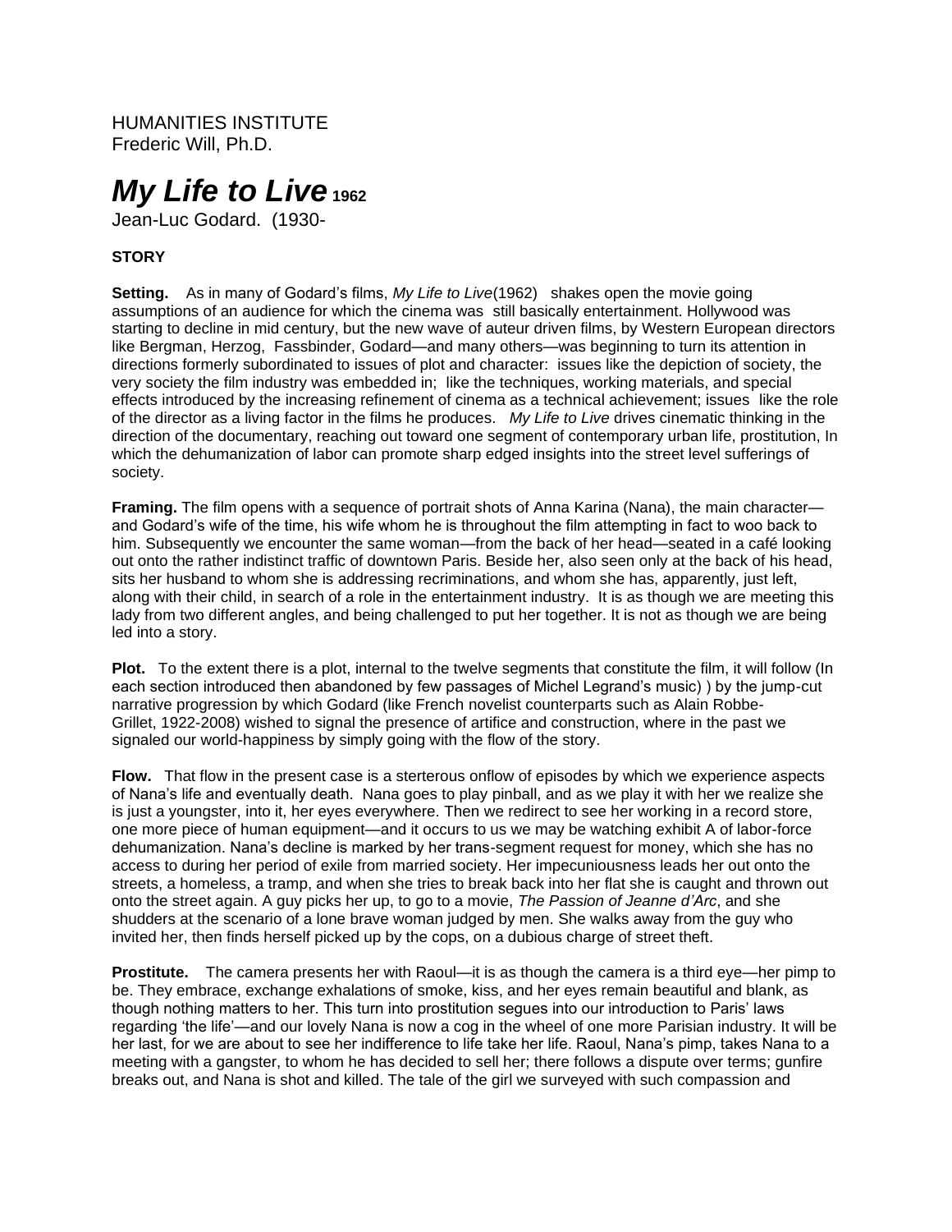HUMANITIES INSTITUTE
Frederic Will, Ph.D.

# *My Life to Live* 1962

Jean-Luc Godard. (1930-

**STORY**

**Setting.** As in many of Godard's films, *My Life to Live*(1962) shakes open the movie going assumptions of an audience for which the cinema was still basically entertainment. Hollywood was starting to decline in mid century, but the new wave of auteur driven films, by Western European directors like Bergman, Herzog, Fassbinder, Godard—and many others—was beginning to turn its attention in directions formerly subordinated to issues of plot and character: issues like the depiction of society, the very society the film industry was embedded in; like the techniques, working materials, and special effects introduced by the increasing refinement of cinema as a technical achievement; issues like the role of the director as a living factor in the films he produces. *My Life to Live* drives cinematic thinking in the direction of the documentary, reaching out toward one segment of contemporary urban life, prostitution, In which the dehumanization of labor can promote sharp edged insights into the street level sufferings of society.

**Framing.** The film opens with a sequence of portrait shots of Anna Karina (Nana), the main character—and Godard's wife of the time, his wife whom he is throughout the film attempting in fact to woo back to him. Subsequently we encounter the same woman—from the back of her head—seated in a café looking out onto the rather indistinct traffic of downtown Paris. Beside her, also seen only at the back of his head, sits her husband to whom she is addressing recriminations, and whom she has, apparently, just left, along with their child, in search of a role in the entertainment industry. It is as though we are meeting this lady from two different angles, and being challenged to put her together. It is not as though we are being led into a story.

**Plot.** To the extent there is a plot, internal to the twelve segments that constitute the film, it will follow (In each section introduced then abandoned by few passages of Michel Legrand's music) ) by the jump-cut narrative progression by which Godard (like French novelist counterparts such as Alain Robbe-Grillet, 1922-2008) wished to signal the presence of artifice and construction, where in the past we signaled our world-happiness by simply going with the flow of the story.

**Flow.** That flow in the present case is a sterterous onflow of episodes by which we experience aspects of Nana's life and eventually death. Nana goes to play pinball, and as we play it with her we realize she is just a youngster, into it, her eyes everywhere. Then we redirect to see her working in a record store, one more piece of human equipment—and it occurs to us we may be watching exhibit A of labor-force dehumanization. Nana's decline is marked by her trans-segment request for money, which she has no access to during her period of exile from married society. Her impecuniousness leads her out onto the streets, a homeless, a tramp, and when she tries to break back into her flat she is caught and thrown out onto the street again. A guy picks her up, to go to a movie, *The Passion of Jeanne d'Arc*, and she shudders at the scenario of a lone brave woman judged by men. She walks away from the guy who invited her, then finds herself picked up by the cops, on a dubious charge of street theft.

**Prostitute.** The camera presents her with Raoul—it is as though the camera is a third eye—her pimp to be. They embrace, exchange exhalations of smoke, kiss, and her eyes remain beautiful and blank, as though nothing matters to her. This turn into prostitution segues into our introduction to Paris' laws regarding 'the life'—and our lovely Nana is now a cog in the wheel of one more Parisian industry. It will be her last, for we are about to see her indifference to life take her life. Raoul, Nana's pimp, takes Nana to a meeting with a gangster, to whom he has decided to sell her; there follows a dispute over terms; gunfire breaks out, and Nana is shot and killed. The tale of the girl we surveyed with such compassion and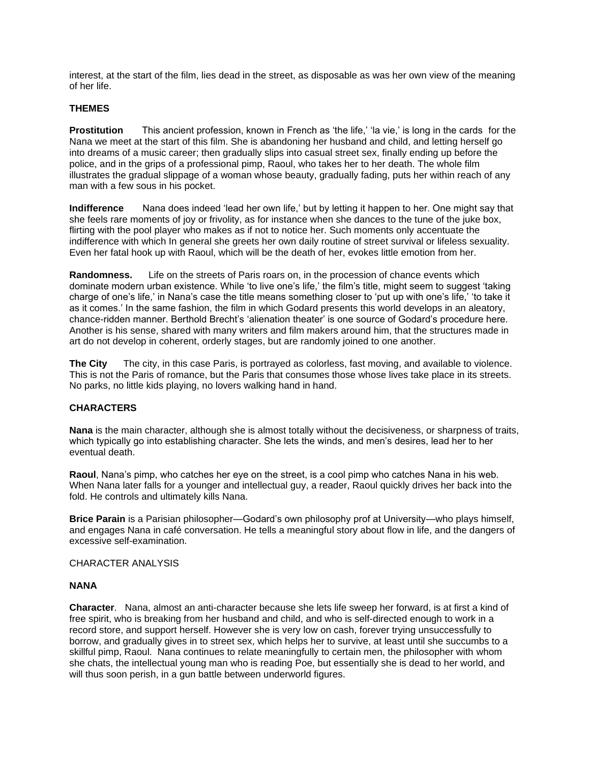interest, at the start of the film, lies dead in the street, as disposable as was her own view of the meaning of her life.

## THEMES

**Prostitution** This ancient profession, known in French as 'the life,' 'la vie,' is long in the cards for the Nana we meet at the start of this film. She is abandoning her husband and child, and letting herself go into dreams of a music career; then gradually slips into casual street sex, finally ending up before the police, and in the grips of a professional pimp, Raoul, who takes her to her death. The whole film illustrates the gradual slippage of a woman whose beauty, gradually fading, puts her within reach of any man with a few sous in his pocket.

**Indifference** Nana does indeed 'lead her own life,' but by letting it happen to her. One might say that she feels rare moments of joy or frivolity, as for instance when she dances to the tune of the juke box, flirting with the pool player who makes as if not to notice her. Such moments only accentuate the indifference with which In general she greets her own daily routine of street survival or lifeless sexuality. Even her fatal hook up with Raoul, which will be the death of her, evokes little emotion from her.

**Randomness.** Life on the streets of Paris roars on, in the procession of chance events which dominate modern urban existence. While 'to live one's life,' the film's title, might seem to suggest 'taking charge of one's life,' in Nana's case the title means something closer to 'put up with one's life,' 'to take it as it comes.' In the same fashion, the film in which Godard presents this world develops in an aleatory, chance-ridden manner. Berthold Brecht's 'alienation theater' is one source of Godard's procedure here. Another is his sense, shared with many writers and film makers around him, that the structures made in art do not develop in coherent, orderly stages, but are randomly joined to one another.

**The City** The city, in this case Paris, is portrayed as colorless, fast moving, and available to violence. This is not the Paris of romance, but the Paris that consumes those whose lives take place in its streets. No parks, no little kids playing, no lovers walking hand in hand.

## CHARACTERS

**Nana** is the main character, although she is almost totally without the decisiveness, or sharpness of traits, which typically go into establishing character. She lets the winds, and men's desires, lead her to her eventual death.

**Raoul**, Nana's pimp, who catches her eye on the street, is a cool pimp who catches Nana in his web. When Nana later falls for a younger and intellectual guy, a reader, Raoul quickly drives her back into the fold. He controls and ultimately kills Nana.

**Brice Parain** is a Parisian philosopher—Godard's own philosophy prof at University—who plays himself, and engages Nana in café conversation. He tells a meaningful story about flow in life, and the dangers of excessive self-examination.

## CHARACTER ANALYSIS

### NANA

**Character**. Nana, almost an anti-character because she lets life sweep her forward, is at first a kind of free spirit, who is breaking from her husband and child, and who is self-directed enough to work in a record store, and support herself. However she is very low on cash, forever trying unsuccessfully to borrow, and gradually gives in to street sex, which helps her to survive, at least until she succumbs to a skillful pimp, Raoul. Nana continues to relate meaningfully to certain men, the philosopher with whom she chats, the intellectual young man who is reading Poe, but essentially she is dead to her world, and will thus soon perish, in a gun battle between underworld figures.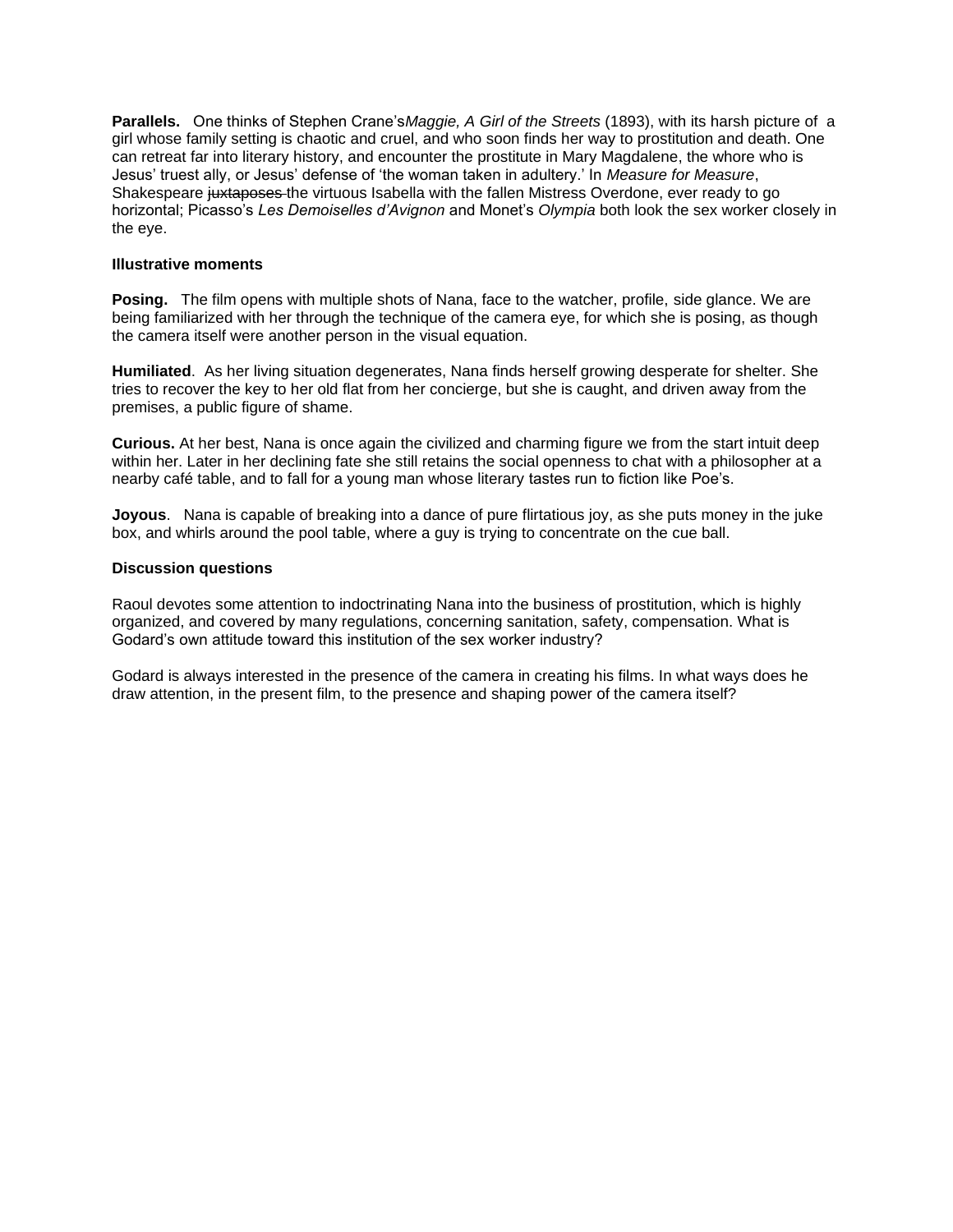**Parallels.** One thinks of Stephen Crane's*Maggie, A Girl of the Streets* (1893), with its harsh picture of a girl whose family setting is chaotic and cruel, and who soon finds her way to prostitution and death. One can retreat far into literary history, and encounter the prostitute in Mary Magdalene, the whore who is Jesus' truest ally, or Jesus' defense of 'the woman taken in adultery.' In *Measure for Measure*, Shakespeare ~~juxtaposes~~ the virtuous Isabella with the fallen Mistress Overdone, ever ready to go horizontal; Picasso's *Les Demoiselles d'Avignon* and Monet's *Olympia* both look the sex worker closely in the eye.

**Illustrative moments**

**Posing.** The film opens with multiple shots of Nana, face to the watcher, profile, side glance. We are being familiarized with her through the technique of the camera eye, for which she is posing, as though the camera itself were another person in the visual equation.

**Humiliated**. As her living situation degenerates, Nana finds herself growing desperate for shelter. She tries to recover the key to her old flat from her concierge, but she is caught, and driven away from the premises, a public figure of shame.

**Curious.** At her best, Nana is once again the civilized and charming figure we from the start intuit deep within her. Later in her declining fate she still retains the social openness to chat with a philosopher at a nearby café table, and to fall for a young man whose literary tastes run to fiction like Poe's.

**Joyous**. Nana is capable of breaking into a dance of pure flirtatious joy, as she puts money in the juke box, and whirls around the pool table, where a guy is trying to concentrate on the cue ball.

**Discussion questions**

Raoul devotes some attention to indoctrinating Nana into the business of prostitution, which is highly organized, and covered by many regulations, concerning sanitation, safety, compensation. What is Godard's own attitude toward this institution of the sex worker industry?

Godard is always interested in the presence of the camera in creating his films. In what ways does he draw attention, in the present film, to the presence and shaping power of the camera itself?